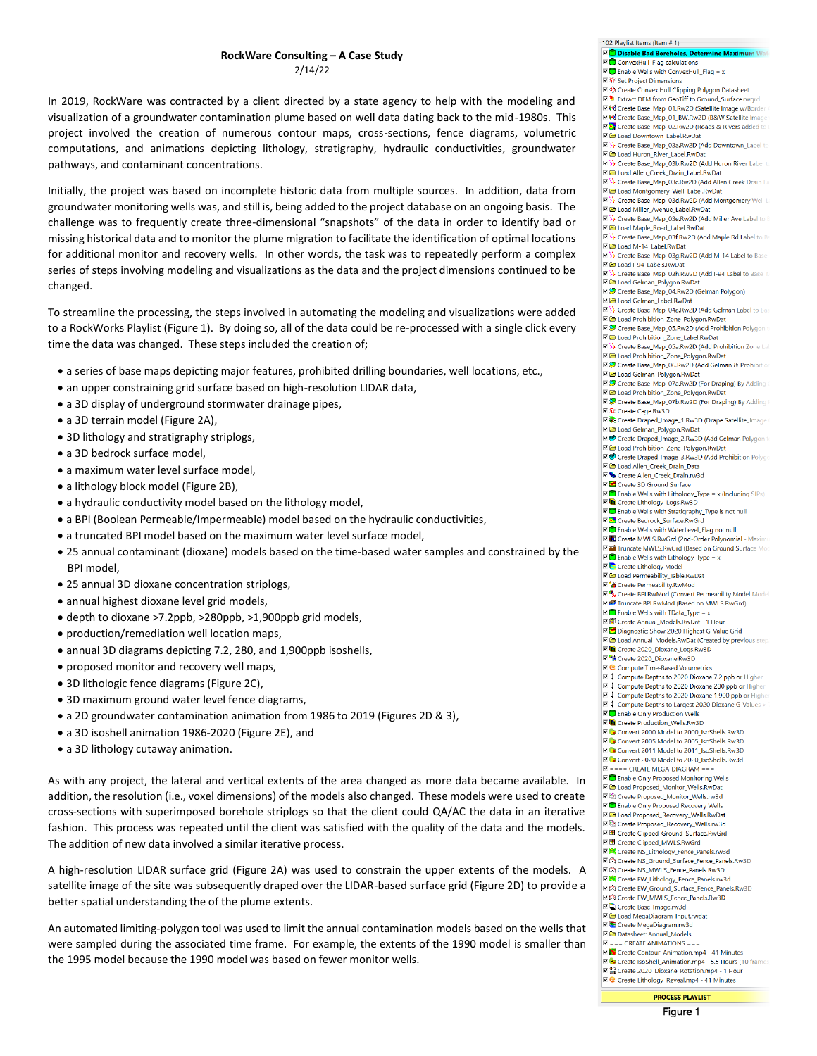**RockWare Consulting – A Case Study**

2/14/22

In 2019, RockWare was contracted by a client directed by a state agency to help with the modeling and visualization of a groundwater contamination plume based on well data dating back to the mid-1980s. This project involved the creation of numerous contour maps, cross-sections, fence diagrams, volumetric computations, and animations depicting lithology, stratigraphy, hydraulic conductivities, groundwater pathways, and contaminant concentrations.

Initially, the project was based on incomplete historic data from multiple sources. In addition, data from groundwater monitoring wells was, and still is, being added to the project database on an ongoing basis. The challenge was to frequently create three-dimensional "snapshots" of the data in order to identify bad or missing historical data and to monitor the plume migration to facilitate the identification of optimal locations for additional monitor and recovery wells. In other words, the task was to repeatedly perform a complex series of steps involving modeling and visualizations as the data and the project dimensions continued to be changed.

To streamline the processing, the steps involved in automating the modeling and visualizations were added to a RockWorks Playlist (Figure 1). By doing so, all of the data could be re-processed with a single click every time the data was changed. These steps included the creation of;

- a series of base maps depicting major features, prohibited drilling boundaries, well locations, etc.,
- an upper constraining grid surface based on high-resolution LIDAR data,
- a 3D display of underground stormwater drainage pipes,
- a 3D terrain model (Figure 2A),
- 3D lithology and stratigraphy striplogs,
- a 3D bedrock surface model,
- a maximum water level surface model,
- a lithology block model (Figure 2B),
- a hydraulic conductivity model based on the lithology model,
- a BPI (Boolean Permeable/Impermeable) model based on the hydraulic conductivities,
- a truncated BPI model based on the maximum water level surface model,
- 25 annual contaminant (dioxane) models based on the time-based water samples and constrained by the BPI model,
- 25 annual 3D dioxane concentration striplogs,
- annual highest dioxane level grid models,
- depth to dioxane >7.2ppb, >280ppb, >1,900ppb grid models,
- production/remediation well location maps,
- annual 3D diagrams depicting 7.2, 280, and 1,900ppb isoshells,
- proposed monitor and recovery well maps,
- 3D lithologic fence diagrams (Figure 2C),
- 3D maximum ground water level fence diagrams,
- a 2D groundwater contamination animation from 1986 to 2019 (Figures 2D & 3),
- a 3D isoshell animation 1986-2020 (Figure 2E), and
- a 3D lithology cutaway animation.

As with any project, the lateral and vertical extents of the area changed as more data became available. In addition, the resolution (i.e., voxel dimensions) of the models also changed. These models were used to create cross-sections with superimposed borehole striplogs so that the client could QA/AC the data in an iterative fashion. This process was repeated until the client was satisfied with the quality of the data and the models. The addition of new data involved a similar iterative process.

A high-resolution LIDAR surface grid (Figure 2A) was used to constrain the upper extents of the models. A satellite image of the site was subsequently draped over the LIDAR-based surface grid (Figure 2D) to provide a better spatial understanding the of the plume extents.

An automated limiting-polygon tool was used to limit the annual contamination models based on the wells that were sampled during the associated time frame. For example, the extents of the 1990 model is smaller than the 1995 model because the 1990 model was based on fewer monitor wells.

Figure 1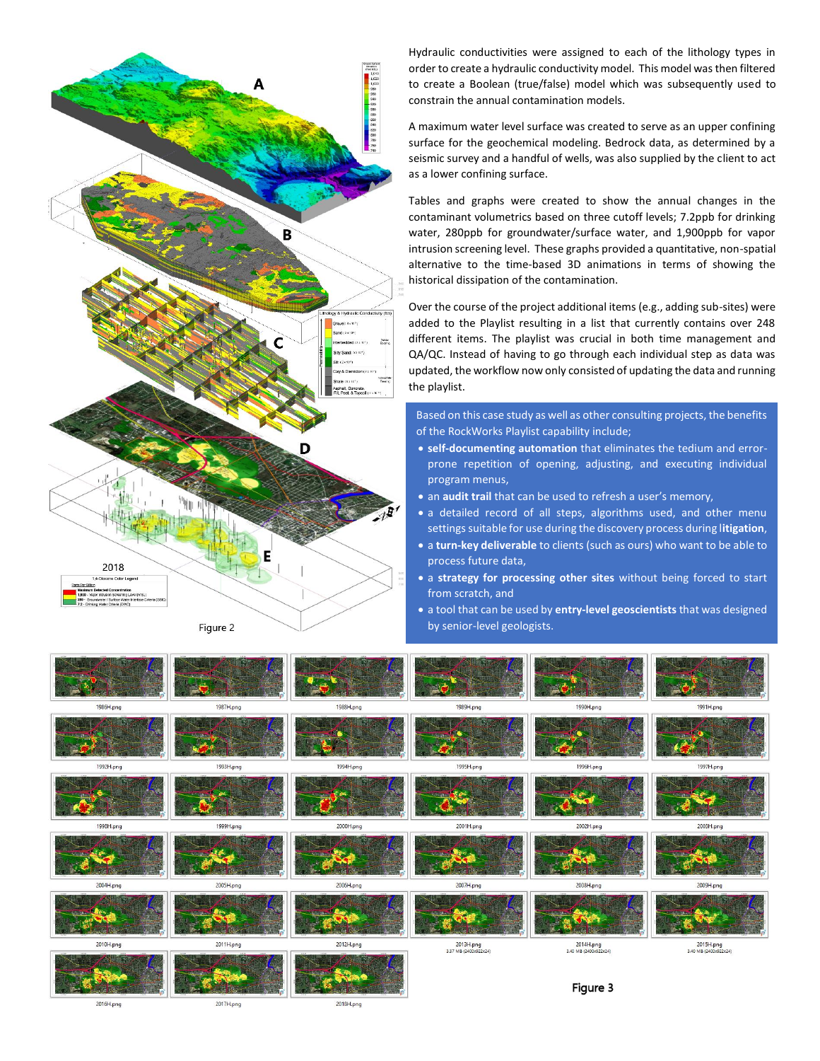Hydraulic conductivities were assigned to each of the lithology types in order to create a hydraulic conductivity model. This model was then filtered to create a Boolean (true/false) model which was subsequently used to constrain the annual contamination models.

A maximum water level surface was created to serve as an upper confining surface for the geochemical modeling. Bedrock data, as determined by a seismic survey and a handful of wells, was also supplied by the client to act as a lower confining surface.

Tables and graphs were created to show the annual changes in the contaminant volumetrics based on three cutoff levels; 7.2ppb for drinking water, 280ppb for groundwater/surface water, and 1,900ppb for vapor intrusion screening level. These graphs provided a quantitative, non-spatial alternative to the time-based 3D animations in terms of showing the historical dissipation of the contamination.

Over the course of the project additional items (e.g., adding sub-sites) were added to the Playlist resulting in a list that currently contains over 248 different items. The playlist was crucial in both time management and QA/QC. Instead of having to go through each individual step as data was updated, the workflow now only consisted of updating the data and running the playlist.

Based on this case study as well as other consulting projects, the benefits of the RockWorks Playlist capability include;

- **self-documenting automation** that eliminates the tedium and error-prone repetition of opening, adjusting, and executing individual program menus,
- an **audit trail** that can be used to refresh a user's memory,
- a detailed record of all steps, algorithms used, and other menu settings suitable for use during the discovery process during **litigation**,
- a **turn-key deliverable** to clients (such as ours) who want to be able to process future data,
- a **strategy for processing other sites** without being forced to start from scratch, and
- a tool that can be used by **entry-level geoscientists** that was designed by senior-level geologists.

A

B

C

D

E

2018

Figure 2

1986H.png
1987H.png
1988H.png
1989H.png
1990H.png
1991H.png
1992H.png
1993H.png
1994H.png
1995H.png
1996H.png
1997H.png
1998H.png
1999H.png
2000H.png
2001H.png
2002H.png
2003H.png
2004H.png
2005H.png
2006H.png
2007H.png
2008H.png
2009H.png
2010H.png
2011H.png
2012H.png
2013H.png
2014H.png
2015H.png
2016H.png
2017H.png
2018H.png

Figure 3